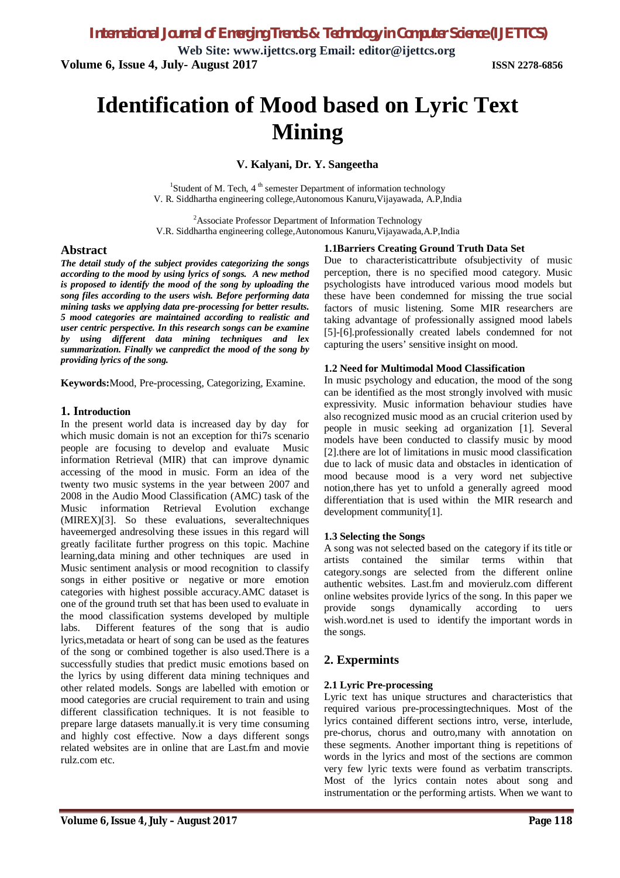# Identification of Mood based on Lyric Text Mining

**V. Kalyani, Dr. Y. Sangeetha**

[1]Student of M. Tech, 4 th semester Department of information technology
V. R. Siddhartha engineering college,Autonomous Kanuru,Vijayawada, A.P,India

[2]Associate Professor Department of Information Technology
V.R. Siddhartha engineering college,Autonomous Kanuru,Vijayawada,A.P,India

## Abstract

***The detail study of the subject provides categorizing the songs according to the mood by using lyrics of songs. A new method is proposed to identify the mood of the song by uploading the song files according to the users wish. Before performing data mining tasks we applying data pre-processing for better results. 5 mood categories are maintained according to realistic and user centric perspective. In this research songs can be examine by using different data mining techniques and lex summarization. Finally we canpredict the mood of the song by providing lyrics of the song.***

**Keywords:**Mood, Pre-processing, Categorizing, Examine.

## 1. Introduction

In the present world data is increased day by day for which music domain is not an exception for thi7s scenario people are focusing to develop and evaluate Music information Retrieval (MIR) that can improve dynamic accessing of the mood in music. Form an idea of the twenty two music systems in the year between 2007 and 2008 in the Audio Mood Classification (AMC) task of the Music information Retrieval Evolution exchange (MIREX)[3]. So these evaluations, severaltechniques haveemerged andresolving these issues in this regard will greatly facilitate further progress on this topic. Machine learning,data mining and other techniques are used in Music sentiment analysis or mood recognition to classify songs in either positive or negative or more emotion categories with highest possible accuracy.AMC dataset is one of the ground truth set that has been used to evaluate in the mood classification systems developed by multiple labs. Different features of the song that is audio lyrics,metadata or heart of song can be used as the features of the song or combined together is also used.There is a successfully studies that predict music emotions based on the lyrics by using different data mining techniques and other related models. Songs are labelled with emotion or mood categories are crucial requirement to train and using different classification techniques. It is not feasible to prepare large datasets manually.it is very time consuming and highly cost effective. Now a days different songs related websites are in online that are Last.fm and movie rulz.com etc.

### 1.1Barriers Creating Ground Truth Data Set

Due to characteristicattribute ofsubjectivity of music perception, there is no specified mood category. Music psychologists have introduced various mood models but these have been condemned for missing the true social factors of music listening. Some MIR researchers are taking advantage of professionally assigned mood labels [5]-[6].professionally created labels condemned for not capturing the users' sensitive insight on mood.

### 1.2 Need for Multimodal Mood Classification

In music psychology and education, the mood of the song can be identified as the most strongly involved with music expressivity. Music information behaviour studies have also recognized music mood as an crucial criterion used by people in music seeking ad organization [1]. Several models have been conducted to classify music by mood [2].there are lot of limitations in music mood classification due to lack of music data and obstacles in identication of mood because mood is a very word net subjective notion,there has yet to unfold a generally agreed mood differentiation that is used within the MIR research and development community[1].

### 1.3 Selecting the Songs

A song was not selected based on the category if its title or artists contained the similar terms within that category.songs are selected from the different online authentic websites. Last.fm and movierulz.com different online websites provide lyrics of the song. In this paper we provide songs dynamically according to uers wish.word.net is used to identify the important words in the songs.

## 2. Expermints

### 2.1 Lyric Pre-processing

Lyric text has unique structures and characteristics that required various pre-processingtechniques. Most of the lyrics contained different sections intro, verse, interlude, pre-chorus, chorus and outro,many with annotation on these segments. Another important thing is repetitions of words in the lyrics and most of the sections are common very few lyric texts were found as verbatim transcripts. Most of the lyrics contain notes about song and instrumentation or the performing artists. When we want to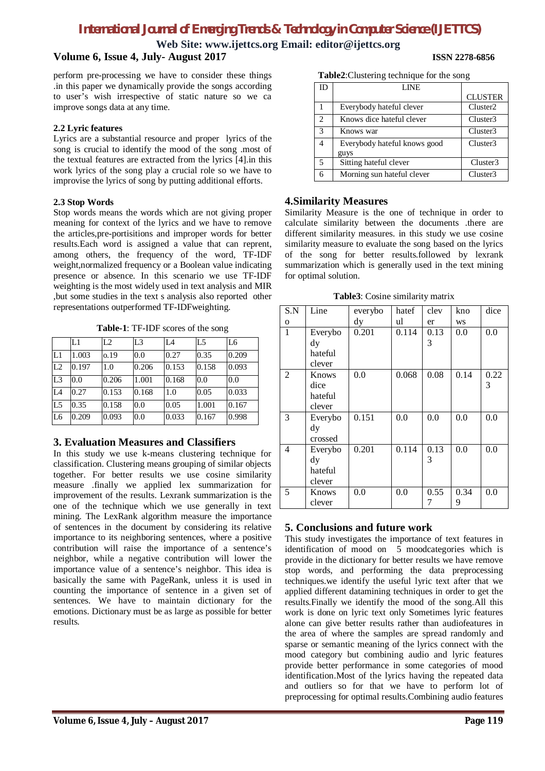perform pre-processing we have to consider these things .in this paper we dynamically provide the songs according to user's wish irrespective of static nature so we ca improve songs data at any time.

### 2.2 Lyric features

Lyrics are a substantial resource and proper lyrics of the song is crucial to identify the mood of the song .most of the textual features are extracted from the lyrics [4].in this work lyrics of the song play a crucial role so we have to improvise the lyrics of song by putting additional efforts.

### 2.3 Stop Words

Stop words means the words which are not giving proper meaning for context of the lyrics and we have to remove the articles,pre-portisitions and improper words for better results.Each word is assigned a value that can reprent, among others, the frequency of the word, TF-IDF weight,normalized frequency or a Boolean value indicating presence or absence. In this scenario we use TF-IDF weighting is the most widely used in text analysis and MIR ,but some studies in the text s analysis also reported other representations outperformed TF-IDFweighting.

**Table-1**: TF-IDF scores of the song

| | L1 | L2 | L3 | L4 | L5 | L6 |
|---|---|---|---|---|---|---|
| L1 | 1.003 | o.19 | 0.0 | 0.27 | 0.35 | 0.209 |
| L2 | 0.197 | 1.0 | 0.206 | 0.153 | 0.158 | 0.093 |
| L3 | 0.0 | 0.206 | 1.001 | 0.168 | 0.0 | 0.0 |
| L4 | 0.27 | 0.153 | 0.168 | 1.0 | 0.05 | 0.033 |
| L5 | 0.35 | 0.158 | 0.0 | 0.05 | 1.001 | 0.167 |
| L6 | 0.209 | 0.093 | 0.0 | 0.033 | 0.167 | 0.998 |

## 3. Evaluation Measures and Classifiers

In this study we use k-means clustering technique for classification. Clustering means grouping of similar objects together. For better results we use cosine similarity measure .finally we applied lex summarization for improvement of the results. Lexrank summarization is the one of the technique which we use generally in text mining. The LexRank algorithm measure the importance of sentences in the document by considering its relative importance to its neighboring sentences, where a positive contribution will raise the importance of a sentence's neighbor, while a negative contribution will lower the importance value of a sentence's neighbor. This idea is basically the same with PageRank, unless it is used in counting the importance of sentence in a given set of sentences. We have to maintain dictionary for the emotions. Dictionary must be as large as possible for better results.

**Table2**:Clustering technique for the song

| ID | LINE | CLUSTER |
|---|---|---|
| 1 | Everybody hateful clever | Cluster2 |
| 2 | Knows dice hateful clever | Cluster3 |
| 3 | Knows war | Cluster3 |
| 4 | Everybody hateful knows good guys | Cluster3 |
| 5 | Sitting hateful clever | Cluster3 |
| 6 | Morning sun hateful clever | Cluster3 |

## 4.Similarity Measures

Similarity Measure is the one of technique in order to calculate similarity between the documents .there are different similarity measures. in this study we use cosine similarity measure to evaluate the song based on the lyrics of the song for better results.followed by lexrank summarization which is generally used in the text mining for optimal solution.

**Table3**: Cosine similarity matrix

| S.No | Line | everybody | hateful | clever | knows | dice |
|---|---|---|---|---|---|---|
| 1 | Everybody hateful clever | 0.201 | 0.114 | 0.133 | 0.0 | 0.0 |
| 2 | Knows dice hateful clever | 0.0 | 0.068 | 0.08 | 0.14 | 0.223 |
| 3 | Everybody crossed | 0.151 | 0.0 | 0.0 | 0.0 | 0.0 |
| 4 | Everybody hateful clever | 0.201 | 0.114 | 0.133 | 0.0 | 0.0 |
| 5 | Knows clever | 0.0 | 0.0 | 0.557 | 0.349 | 0.0 |

## 5. Conclusions and future work

This study investigates the importance of text features in identification of mood on 5 moodcategories which is provide in the dictionary for better results we have remove stop words, and performing the data preprocessing techniques.we identify the useful lyric text after that we applied different datamining techniques in order to get the results.Finally we identify the mood of the song.All this work is done on lyric text only Sometimes lyric features alone can give better results rather than audiofeatures in the area of where the samples are spread randomly and sparse or semantic meaning of the lyrics connect with the mood category but combining audio and lyric features provide better performance in some categories of mood identification.Most of the lyrics having the repeated data and outliers so for that we have to perform lot of preprocessing for optimal results.Combining audio features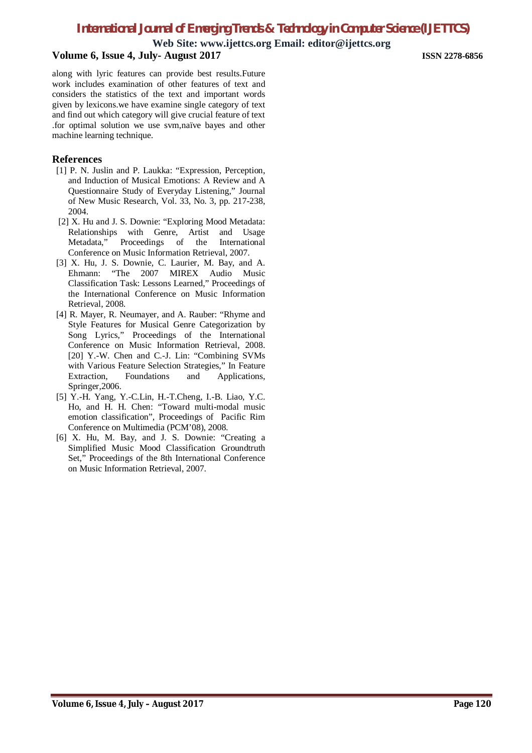along with lyric features can provide best results.Future work includes examination of other features of text and considers the statistics of the text and important words given by lexicons.we have examine single category of text and find out which category will give crucial feature of text .for optimal solution we use svm,naïve bayes and other machine learning technique.

## References

[1] P. N. Juslin and P. Laukka: "Expression, Perception, and Induction of Musical Emotions: A Review and A Questionnaire Study of Everyday Listening," Journal of New Music Research, Vol. 33, No. 3, pp. 217-238, 2004.

[2] X. Hu and J. S. Downie: "Exploring Mood Metadata: Relationships with Genre, Artist and Usage Metadata," Proceedings of the International Conference on Music Information Retrieval, 2007.

[3] X. Hu, J. S. Downie, C. Laurier, M. Bay, and A. Ehmann: "The 2007 MIREX Audio Music Classification Task: Lessons Learned," Proceedings of the International Conference on Music Information Retrieval, 2008.

[4] R. Mayer, R. Neumayer, and A. Rauber: "Rhyme and Style Features for Musical Genre Categorization by Song Lyrics," Proceedings of the International Conference on Music Information Retrieval, 2008. [20] Y.-W. Chen and C.-J. Lin: "Combining SVMs with Various Feature Selection Strategies," In Feature Extraction, Foundations and Applications, Springer,2006.

[5] Y.-H. Yang, Y.-C.Lin, H.-T.Cheng, I.-B. Liao, Y.C. Ho, and H. H. Chen: "Toward multi-modal music emotion classification", Proceedings of Pacific Rim Conference on Multimedia (PCM'08), 2008.

[6] X. Hu, M. Bay, and J. S. Downie: "Creating a Simplified Music Mood Classification Groundtruth Set," Proceedings of the 8th International Conference on Music Information Retrieval, 2007.